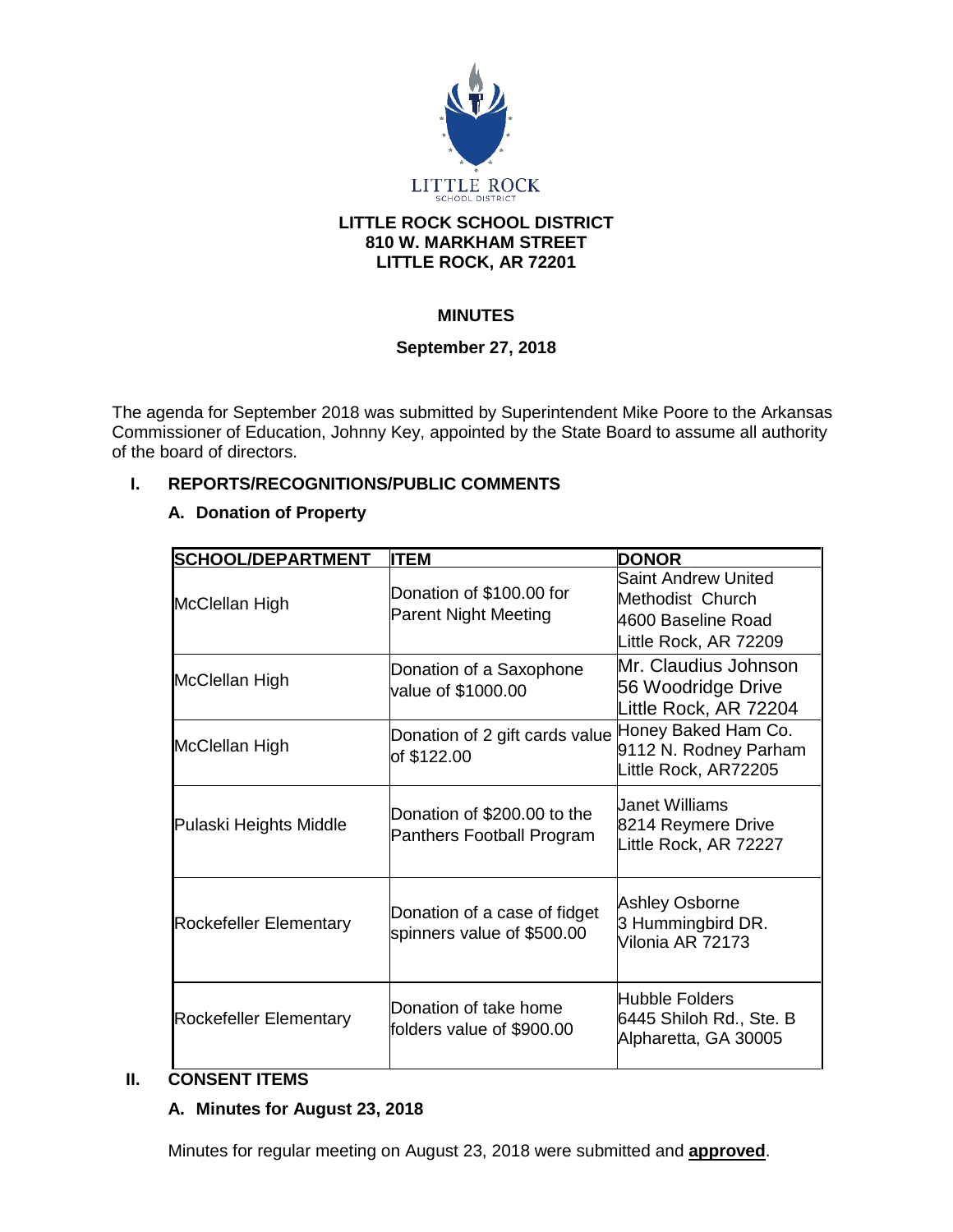LITTLE ROCK
SCHOOL DISTRICT

**LITTLE ROCK SCHOOL DISTRICT**
**810 W. MARKHAM STREET**
**LITTLE ROCK, AR 72201**

## MINUTES

**September 27, 2018**

The agenda for September 2018 was submitted by Superintendent Mike Poore to the Arkansas Commissioner of Education, Johnny Key, appointed by the State Board to assume all authority of the board of directors.

## I. REPORTS/RECOGNITIONS/PUBLIC COMMENTS

### A. Donation of Property

| SCHOOL/DEPARTMENT | ITEM | DONOR |
|---|---|---|
| McClellan High | Donation of $100.00 for Parent Night Meeting | Saint Andrew United Methodist Church 4600 Baseline Road Little Rock, AR 72209 |
| McClellan High | Donation of a Saxophone value of $1000.00 | Mr. Claudius Johnson 56 Woodridge Drive Little Rock, AR 72204 |
| McClellan High | Donation of 2 gift cards value of $122.00 | Honey Baked Ham Co. 9112 N. Rodney Parham Little Rock, AR72205 |
| Pulaski Heights Middle | Donation of $200.00 to the Panthers Football Program | Janet Williams 8214 Reymere Drive Little Rock, AR 72227 |
| Rockefeller Elementary | Donation of a case of fidget spinners value of $500.00 | Ashley Osborne 3 Hummingbird DR. Vilonia AR 72173 |
| Rockefeller Elementary | Donation of take home folders value of $900.00 | Hubble Folders 6445 Shiloh Rd., Ste. B Alpharetta, GA 30005 |

## II. CONSENT ITEMS

### A. Minutes for August 23, 2018

Minutes for regular meeting on August 23, 2018 were submitted and **approved**.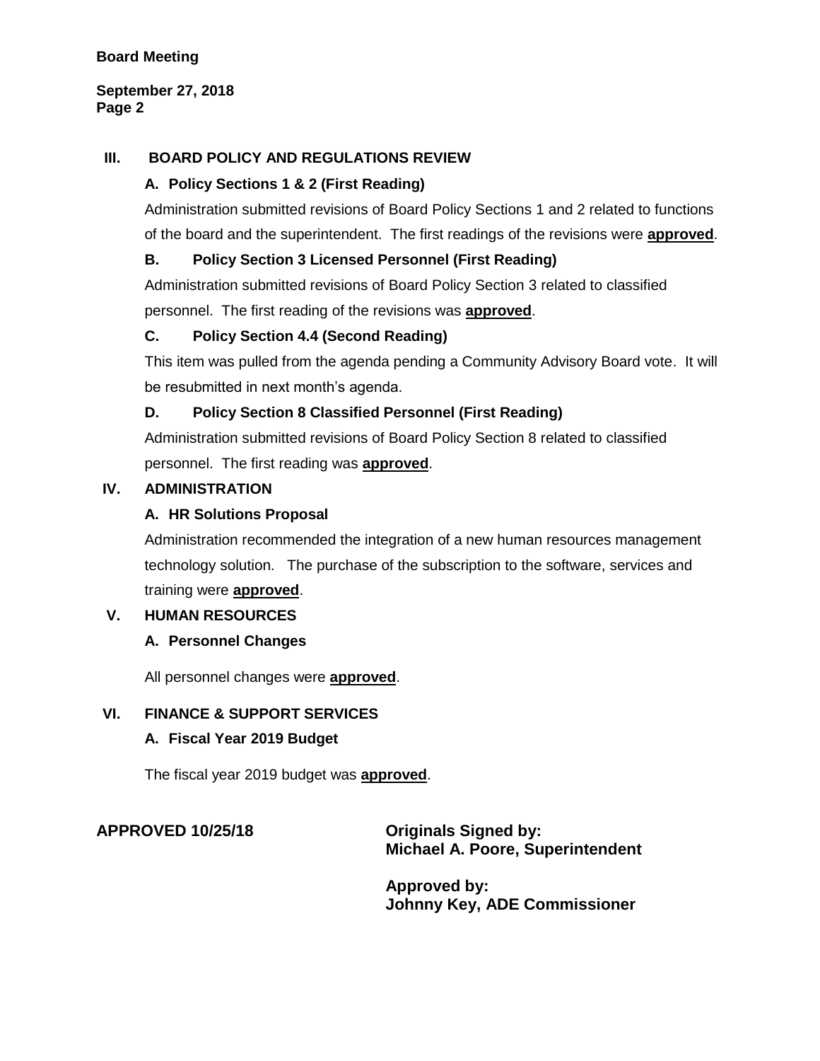## III. BOARD POLICY AND REGULATIONS REVIEW

### A. Policy Sections 1 & 2 (First Reading)

Administration submitted revisions of Board Policy Sections 1 and 2 related to functions of the board and the superintendent. The first readings of the revisions were **approved**.

### B. Policy Section 3 Licensed Personnel (First Reading)

Administration submitted revisions of Board Policy Section 3 related to classified personnel. The first reading of the revisions was **approved**.

### C. Policy Section 4.4 (Second Reading)

This item was pulled from the agenda pending a Community Advisory Board vote. It will be resubmitted in next month's agenda.

### D. Policy Section 8 Classified Personnel (First Reading)

Administration submitted revisions of Board Policy Section 8 related to classified personnel. The first reading was **approved**.

## IV. ADMINISTRATION

### A. HR Solutions Proposal

Administration recommended the integration of a new human resources management technology solution. The purchase of the subscription to the software, services and training were **approved**.

## V. HUMAN RESOURCES

### A. Personnel Changes

All personnel changes were **approved**.

## VI. FINANCE & SUPPORT SERVICES

### A. Fiscal Year 2019 Budget

The fiscal year 2019 budget was **approved**.

**APPROVED 10/25/18**

**Originals Signed by:**
**Michael A. Poore, Superintendent**

**Approved by:**
**Johnny Key, ADE Commissioner**